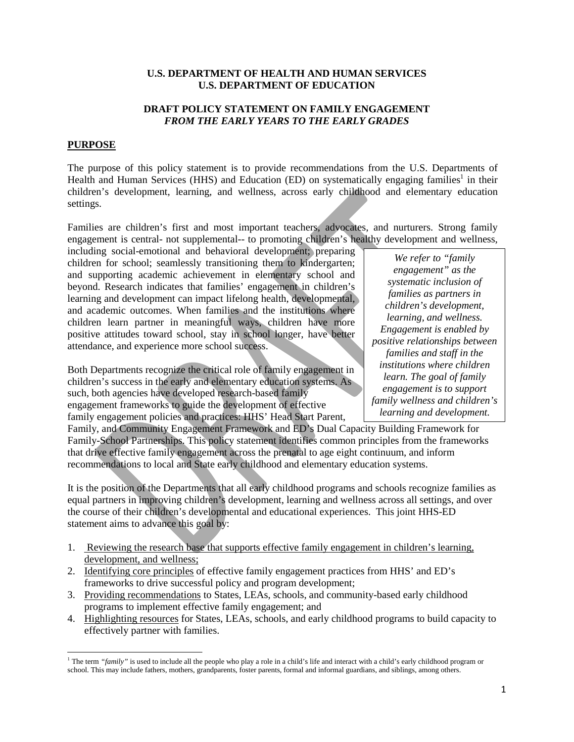**U.S. DEPARTMENT OF HEALTH AND HUMAN SERVICES**
**U.S. DEPARTMENT OF EDUCATION**

**DRAFT POLICY STATEMENT ON FAMILY ENGAGEMENT**
***FROM THE EARLY YEARS TO THE EARLY GRADES***

## PURPOSE

The purpose of this policy statement is to provide recommendations from the U.S. Departments of Health and Human Services (HHS) and Education (ED) on systematically engaging families[1] in their children's development, learning, and wellness, across early childhood and elementary education settings.

Families are children's first and most important teachers, advocates, and nurturers. Strong family engagement is central- not supplemental-- to promoting children's healthy development and wellness, including social-emotional and behavioral development; preparing children for school; seamlessly transitioning them to kindergarten; and supporting academic achievement in elementary school and beyond. Research indicates that families' engagement in children's learning and development can impact lifelong health, developmental, and academic outcomes. When families and the institutions where children learn partner in meaningful ways, children have more positive attitudes toward school, stay in school longer, have better attendance, and experience more school success.

> *We refer to "family engagement" as the systematic inclusion of families as partners in children's development, learning, and wellness. Engagement is enabled by positive relationships between families and staff in the institutions where children learn. The goal of family engagement is to support family wellness and children's learning and development.*

Both Departments recognize the critical role of family engagement in children's success in the early and elementary education systems. As such, both agencies have developed research-based family engagement frameworks to guide the development of effective family engagement policies and practices: HHS' Head Start Parent, Family, and Community Engagement Framework and ED's Dual Capacity Building Framework for Family-School Partnerships. This policy statement identifies common principles from the frameworks that drive effective family engagement across the prenatal to age eight continuum, and inform recommendations to local and State early childhood and elementary education systems.

It is the position of the Departments that all early childhood programs and schools recognize families as equal partners in improving children's development, learning and wellness across all settings, and over the course of their children's developmental and educational experiences. This joint HHS-ED statement aims to advance this goal by:

1. Reviewing the research base that supports effective family engagement in children's learning, development, and wellness;
2. Identifying core principles of effective family engagement practices from HHS' and ED's frameworks to drive successful policy and program development;
3. Providing recommendations to States, LEAs, schools, and community-based early childhood programs to implement effective family engagement; and
4. Highlighting resources for States, LEAs, schools, and early childhood programs to build capacity to effectively partner with families.

---

[1] The term *"family"* is used to include all the people who play a role in a child's life and interact with a child's early childhood program or school. This may include fathers, mothers, grandparents, foster parents, formal and informal guardians, and siblings, among others.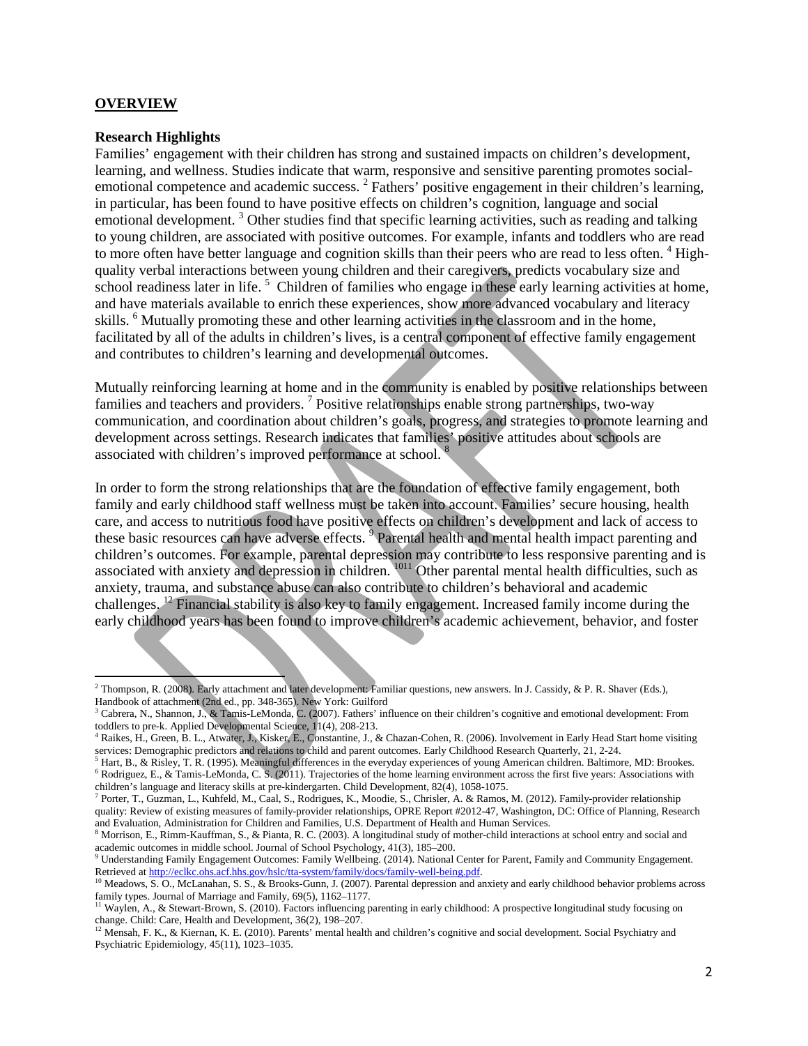## OVERVIEW

### Research Highlights

Families' engagement with their children has strong and sustained impacts on children's development, learning, and wellness. Studies indicate that warm, responsive and sensitive parenting promotes social-emotional competence and academic success. [2] Fathers' positive engagement in their children's learning, in particular, has been found to have positive effects on children's cognition, language and social emotional development. [3] Other studies find that specific learning activities, such as reading and talking to young children, are associated with positive outcomes. For example, infants and toddlers who are read to more often have better language and cognition skills than their peers who are read to less often. [4] High-quality verbal interactions between young children and their caregivers, predicts vocabulary size and school readiness later in life. [5] Children of families who engage in these early learning activities at home, and have materials available to enrich these experiences, show more advanced vocabulary and literacy skills. [6] Mutually promoting these and other learning activities in the classroom and in the home, facilitated by all of the adults in children's lives, is a central component of effective family engagement and contributes to children's learning and developmental outcomes.

Mutually reinforcing learning at home and in the community is enabled by positive relationships between families and teachers and providers. [7] Positive relationships enable strong partnerships, two-way communication, and coordination about children's goals, progress, and strategies to promote learning and development across settings. Research indicates that families' positive attitudes about schools are associated with children's improved performance at school. [8]

In order to form the strong relationships that are the foundation of effective family engagement, both family and early childhood staff wellness must be taken into account. Families' secure housing, health care, and access to nutritious food have positive effects on children's development and lack of access to these basic resources can have adverse effects. [9] Parental health and mental health impact parenting and children's outcomes. For example, parental depression may contribute to less responsive parenting and is associated with anxiety and depression in children. [10,11] Other parental mental health difficulties, such as anxiety, trauma, and substance abuse can also contribute to children's behavioral and academic challenges. [12] Financial stability is also key to family engagement. Increased family income during the early childhood years has been found to improve children's academic achievement, behavior, and foster

---

[2] Thompson, R. (2008). Early attachment and later development: Familiar questions, new answers. In J. Cassidy, & P. R. Shaver (Eds.), Handbook of attachment (2nd ed., pp. 348-365). New York: Guilford

[3] Cabrera, N., Shannon, J., & Tamis-LeMonda, C. (2007). Fathers' influence on their children's cognitive and emotional development: From toddlers to pre-k. Applied Developmental Science, 11(4), 208-213.

[4] Raikes, H., Green, B. L., Atwater, J., Kisker, E., Constantine, J., & Chazan-Cohen, R. (2006). Involvement in Early Head Start home visiting services: Demographic predictors and relations to child and parent outcomes. Early Childhood Research Quarterly, 21, 2-24.

[5] Hart, B., & Risley, T. R. (1995). Meaningful differences in the everyday experiences of young American children. Baltimore, MD: Brookes.

[6] Rodriguez, E., & Tamis-LeMonda, C. S. (2011). Trajectories of the home learning environment across the first five years: Associations with children's language and literacy skills at pre-kindergarten. Child Development, 82(4), 1058-1075.

[7] Porter, T., Guzman, L., Kuhfeld, M., Caal, S., Rodrigues, K., Moodie, S., Chrisler, A. & Ramos, M. (2012). Family-provider relationship quality: Review of existing measures of family-provider relationships, OPRE Report #2012-47, Washington, DC: Office of Planning, Research and Evaluation, Administration for Children and Families, U.S. Department of Health and Human Services.

[8] Morrison, E., Rimm-Kauffman, S., & Pianta, R. C. (2003). A longitudinal study of mother-child interactions at school entry and social and academic outcomes in middle school. Journal of School Psychology, 41(3), 185–200.

[9] Understanding Family Engagement Outcomes: Family Wellbeing. (2014). National Center for Parent, Family and Community Engagement. Retrieved at http://eclkc.ohs.acf.hhs.gov/hslc/tta-system/family/docs/family-well-being.pdf.

[10] Meadows, S. O., McLanahan, S. S., & Brooks-Gunn, J. (2007). Parental depression and anxiety and early childhood behavior problems across family types. Journal of Marriage and Family, 69(5), 1162–1177.

[11] Waylen, A., & Stewart-Brown, S. (2010). Factors influencing parenting in early childhood: A prospective longitudinal study focusing on change. Child: Care, Health and Development, 36(2), 198–207.

[12] Mensah, F. K., & Kiernan, K. E. (2010). Parents' mental health and children's cognitive and social development. Social Psychiatry and Psychiatric Epidemiology, 45(11), 1023–1035.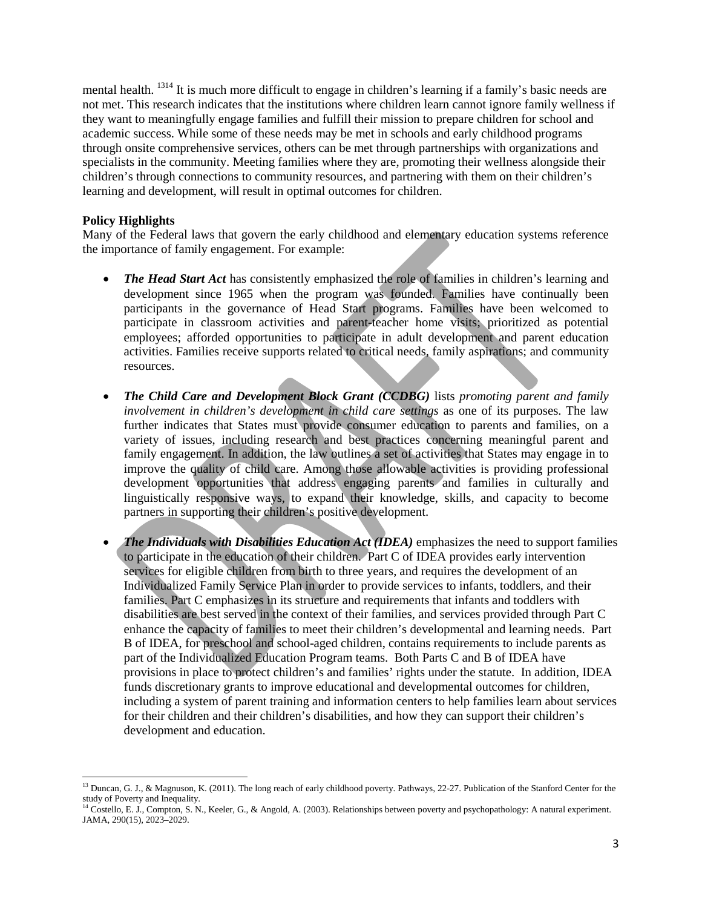mental health. [13,14] It is much more difficult to engage in children's learning if a family's basic needs are not met. This research indicates that the institutions where children learn cannot ignore family wellness if they want to meaningfully engage families and fulfill their mission to prepare children for school and academic success. While some of these needs may be met in schools and early childhood programs through onsite comprehensive services, others can be met through partnerships with organizations and specialists in the community. Meeting families where they are, promoting their wellness alongside their children's through connections to community resources, and partnering with them on their children's learning and development, will result in optimal outcomes for children.

**Policy Highlights**

Many of the Federal laws that govern the early childhood and elementary education systems reference the importance of family engagement. For example:

- ***The Head Start Act*** has consistently emphasized the role of families in children's learning and development since 1965 when the program was founded. Families have continually been participants in the governance of Head Start programs. Families have been welcomed to participate in classroom activities and parent-teacher home visits; prioritized as potential employees; afforded opportunities to participate in adult development and parent education activities. Families receive supports related to critical needs, family aspirations; and community resources.

- ***The Child Care and Development Block Grant (CCDBG)*** lists *promoting parent and family involvement in children's development in child care settings* as one of its purposes. The law further indicates that States must provide consumer education to parents and families, on a variety of issues, including research and best practices concerning meaningful parent and family engagement. In addition, the law outlines a set of activities that States may engage in to improve the quality of child care. Among those allowable activities is providing professional development opportunities that address engaging parents and families in culturally and linguistically responsive ways, to expand their knowledge, skills, and capacity to become partners in supporting their children's positive development.

- ***The Individuals with Disabilities Education Act (IDEA)*** emphasizes the need to support families to participate in the education of their children. Part C of IDEA provides early intervention services for eligible children from birth to three years, and requires the development of an Individualized Family Service Plan in order to provide services to infants, toddlers, and their families. Part C emphasizes in its structure and requirements that infants and toddlers with disabilities are best served in the context of their families, and services provided through Part C enhance the capacity of families to meet their children's developmental and learning needs. Part B of IDEA, for preschool and school-aged children, contains requirements to include parents as part of the Individualized Education Program teams. Both Parts C and B of IDEA have provisions in place to protect children's and families' rights under the statute. In addition, IDEA funds discretionary grants to improve educational and developmental outcomes for children, including a system of parent training and information centers to help families learn about services for their children and their children's disabilities, and how they can support their children's development and education.

---

[13] Duncan, G. J., & Magnuson, K. (2011). The long reach of early childhood poverty. Pathways, 22-27. Publication of the Stanford Center for the study of Poverty and Inequality.

[14] Costello, E. J., Compton, S. N., Keeler, G., & Angold, A. (2003). Relationships between poverty and psychopathology: A natural experiment. JAMA, 290(15), 2023–2029.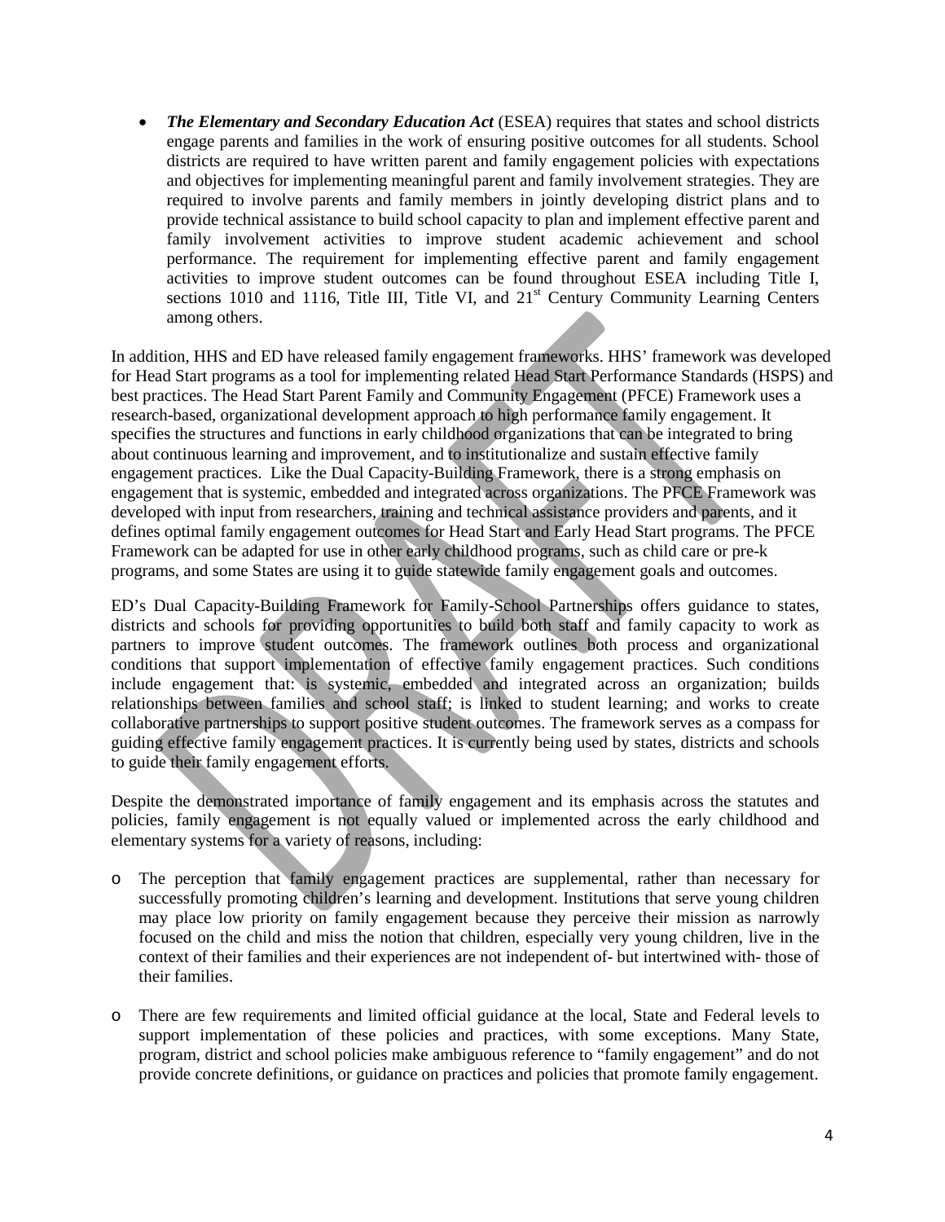- ***The Elementary and Secondary Education Act*** (ESEA) requires that states and school districts engage parents and families in the work of ensuring positive outcomes for all students. School districts are required to have written parent and family engagement policies with expectations and objectives for implementing meaningful parent and family involvement strategies. They are required to involve parents and family members in jointly developing district plans and to provide technical assistance to build school capacity to plan and implement effective parent and family involvement activities to improve student academic achievement and school performance. The requirement for implementing effective parent and family engagement activities to improve student outcomes can be found throughout ESEA including Title I, sections 1010 and 1116, Title III, Title VI, and 21st Century Community Learning Centers among others.

In addition, HHS and ED have released family engagement frameworks. HHS' framework was developed for Head Start programs as a tool for implementing related Head Start Performance Standards (HSPS) and best practices. The Head Start Parent Family and Community Engagement (PFCE) Framework uses a research-based, organizational development approach to high performance family engagement. It specifies the structures and functions in early childhood organizations that can be integrated to bring about continuous learning and improvement, and to institutionalize and sustain effective family engagement practices. Like the Dual Capacity-Building Framework, there is a strong emphasis on engagement that is systemic, embedded and integrated across organizations. The PFCE Framework was developed with input from researchers, training and technical assistance providers and parents, and it defines optimal family engagement outcomes for Head Start and Early Head Start programs. The PFCE Framework can be adapted for use in other early childhood programs, such as child care or pre-k programs, and some States are using it to guide statewide family engagement goals and outcomes.

ED's Dual Capacity-Building Framework for Family-School Partnerships offers guidance to states, districts and schools for providing opportunities to build both staff and family capacity to work as partners to improve student outcomes. The framework outlines both process and organizational conditions that support implementation of effective family engagement practices. Such conditions include engagement that: is systemic, embedded and integrated across an organization; builds relationships between families and school staff; is linked to student learning; and works to create collaborative partnerships to support positive student outcomes. The framework serves as a compass for guiding effective family engagement practices. It is currently being used by states, districts and schools to guide their family engagement efforts.

Despite the demonstrated importance of family engagement and its emphasis across the statutes and policies, family engagement is not equally valued or implemented across the early childhood and elementary systems for a variety of reasons, including:

- The perception that family engagement practices are supplemental, rather than necessary for successfully promoting children's learning and development. Institutions that serve young children may place low priority on family engagement because they perceive their mission as narrowly focused on the child and miss the notion that children, especially very young children, live in the context of their families and their experiences are not independent of- but intertwined with- those of their families.

- There are few requirements and limited official guidance at the local, State and Federal levels to support implementation of these policies and practices, with some exceptions. Many State, program, district and school policies make ambiguous reference to "family engagement" and do not provide concrete definitions, or guidance on practices and policies that promote family engagement.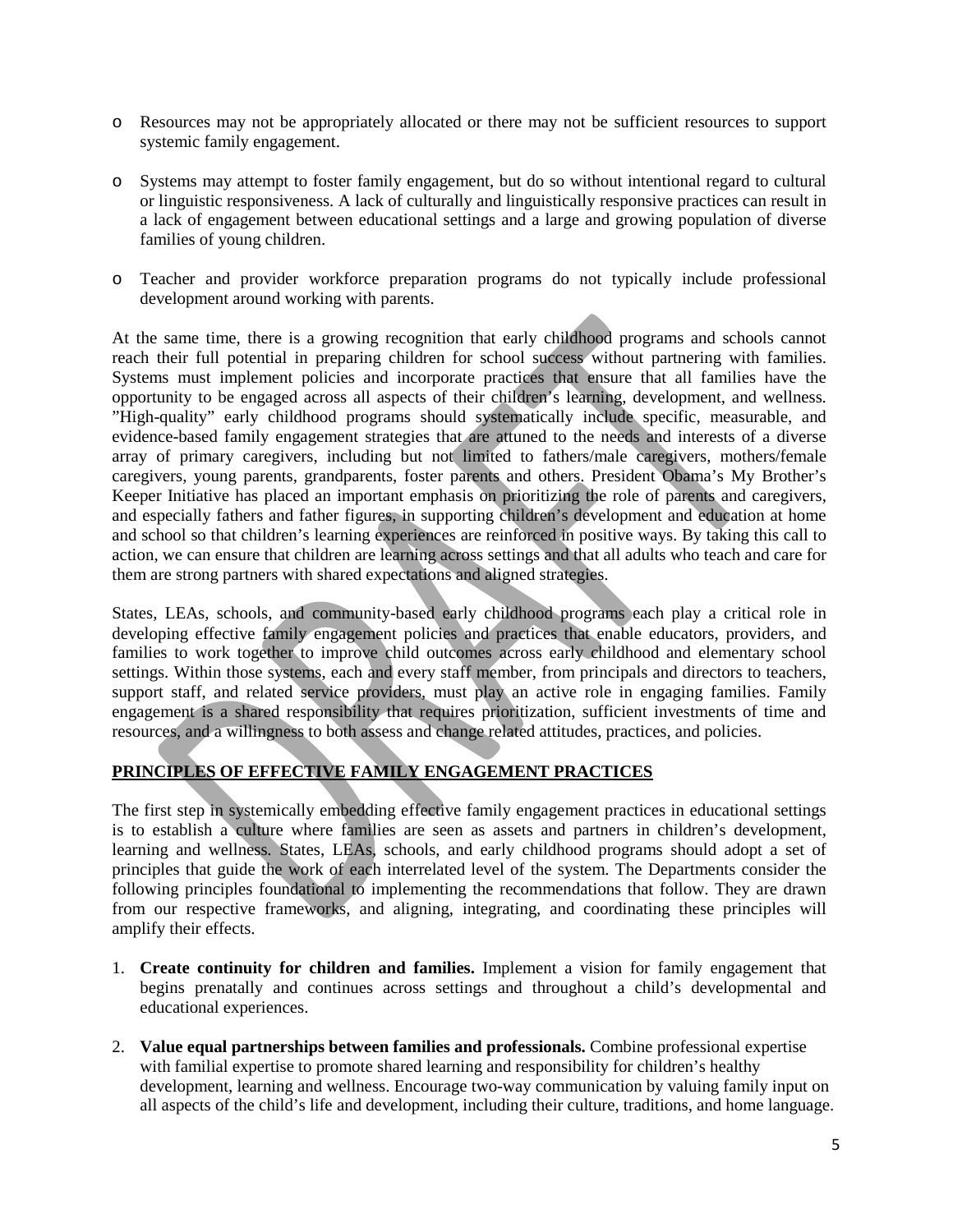- Resources may not be appropriately allocated or there may not be sufficient resources to support systemic family engagement.

- Systems may attempt to foster family engagement, but do so without intentional regard to cultural or linguistic responsiveness. A lack of culturally and linguistically responsive practices can result in a lack of engagement between educational settings and a large and growing population of diverse families of young children.

- Teacher and provider workforce preparation programs do not typically include professional development around working with parents.

At the same time, there is a growing recognition that early childhood programs and schools cannot reach their full potential in preparing children for school success without partnering with families. Systems must implement policies and incorporate practices that ensure that all families have the opportunity to be engaged across all aspects of their children's learning, development, and wellness. "High-quality" early childhood programs should systematically include specific, measurable, and evidence-based family engagement strategies that are attuned to the needs and interests of a diverse array of primary caregivers, including but not limited to fathers/male caregivers, mothers/female caregivers, young parents, grandparents, foster parents and others. President Obama's My Brother's Keeper Initiative has placed an important emphasis on prioritizing the role of parents and caregivers, and especially fathers and father figures, in supporting children's development and education at home and school so that children's learning experiences are reinforced in positive ways. By taking this call to action, we can ensure that children are learning across settings and that all adults who teach and care for them are strong partners with shared expectations and aligned strategies.

States, LEAs, schools, and community-based early childhood programs each play a critical role in developing effective family engagement policies and practices that enable educators, providers, and families to work together to improve child outcomes across early childhood and elementary school settings. Within those systems, each and every staff member, from principals and directors to teachers, support staff, and related service providers, must play an active role in engaging families. Family engagement is a shared responsibility that requires prioritization, sufficient investments of time and resources, and a willingness to both assess and change related attitudes, practices, and policies.

## PRINCIPLES OF EFFECTIVE FAMILY ENGAGEMENT PRACTICES

The first step in systemically embedding effective family engagement practices in educational settings is to establish a culture where families are seen as assets and partners in children's development, learning and wellness. States, LEAs, schools, and early childhood programs should adopt a set of principles that guide the work of each interrelated level of the system. The Departments consider the following principles foundational to implementing the recommendations that follow. They are drawn from our respective frameworks, and aligning, integrating, and coordinating these principles will amplify their effects.

1. **Create continuity for children and families.** Implement a vision for family engagement that begins prenatally and continues across settings and throughout a child's developmental and educational experiences.

2. **Value equal partnerships between families and professionals.** Combine professional expertise with familial expertise to promote shared learning and responsibility for children's healthy development, learning and wellness. Encourage two-way communication by valuing family input on all aspects of the child's life and development, including their culture, traditions, and home language.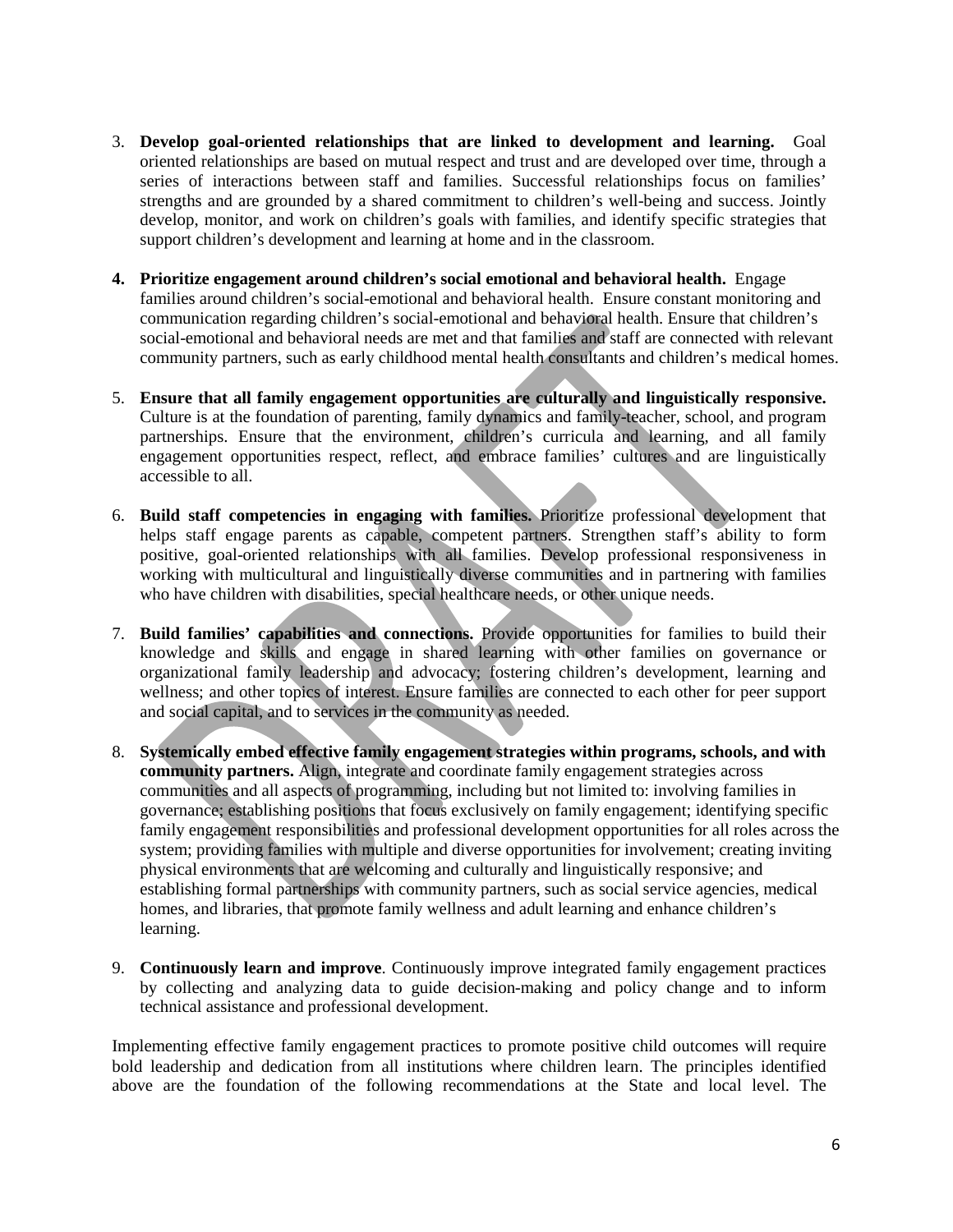3. **Develop goal-oriented relationships that are linked to development and learning.** Goal oriented relationships are based on mutual respect and trust and are developed over time, through a series of interactions between staff and families. Successful relationships focus on families' strengths and are grounded by a shared commitment to children's well-being and success. Jointly develop, monitor, and work on children's goals with families, and identify specific strategies that support children's development and learning at home and in the classroom.

4. **Prioritize engagement around children's social emotional and behavioral health.** Engage families around children's social-emotional and behavioral health. Ensure constant monitoring and communication regarding children's social-emotional and behavioral health. Ensure that children's social-emotional and behavioral needs are met and that families and staff are connected with relevant community partners, such as early childhood mental health consultants and children's medical homes.

5. **Ensure that all family engagement opportunities are culturally and linguistically responsive.** Culture is at the foundation of parenting, family dynamics and family-teacher, school, and program partnerships. Ensure that the environment, children's curricula and learning, and all family engagement opportunities respect, reflect, and embrace families' cultures and are linguistically accessible to all.

6. **Build staff competencies in engaging with families.** Prioritize professional development that helps staff engage parents as capable, competent partners. Strengthen staff's ability to form positive, goal-oriented relationships with all families. Develop professional responsiveness in working with multicultural and linguistically diverse communities and in partnering with families who have children with disabilities, special healthcare needs, or other unique needs.

7. **Build families' capabilities and connections.** Provide opportunities for families to build their knowledge and skills and engage in shared learning with other families on governance or organizational family leadership and advocacy; fostering children's development, learning and wellness; and other topics of interest. Ensure families are connected to each other for peer support and social capital, and to services in the community as needed.

8. **Systemically embed effective family engagement strategies within programs, schools, and with community partners.** Align, integrate and coordinate family engagement strategies across communities and all aspects of programming, including but not limited to: involving families in governance; establishing positions that focus exclusively on family engagement; identifying specific family engagement responsibilities and professional development opportunities for all roles across the system; providing families with multiple and diverse opportunities for involvement; creating inviting physical environments that are welcoming and culturally and linguistically responsive; and establishing formal partnerships with community partners, such as social service agencies, medical homes, and libraries, that promote family wellness and adult learning and enhance children's learning.

9. **Continuously learn and improve**. Continuously improve integrated family engagement practices by collecting and analyzing data to guide decision-making and policy change and to inform technical assistance and professional development.

Implementing effective family engagement practices to promote positive child outcomes will require bold leadership and dedication from all institutions where children learn. The principles identified above are the foundation of the following recommendations at the State and local level. The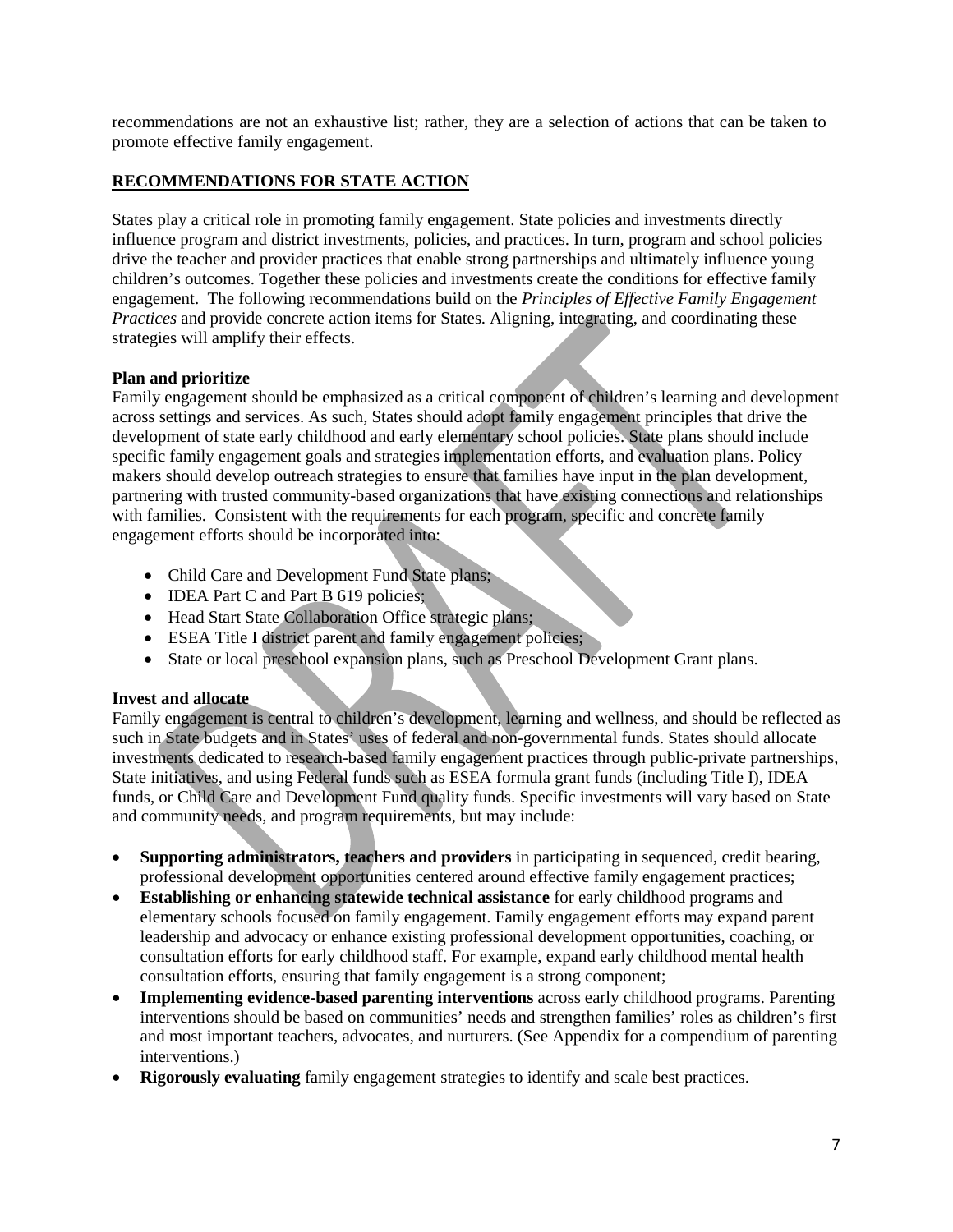recommendations are not an exhaustive list; rather, they are a selection of actions that can be taken to promote effective family engagement.

## RECOMMENDATIONS FOR STATE ACTION

States play a critical role in promoting family engagement. State policies and investments directly influence program and district investments, policies, and practices. In turn, program and school policies drive the teacher and provider practices that enable strong partnerships and ultimately influence young children's outcomes. Together these policies and investments create the conditions for effective family engagement. The following recommendations build on the *Principles of Effective Family Engagement Practices* and provide concrete action items for States. Aligning, integrating, and coordinating these strategies will amplify their effects.

### Plan and prioritize

Family engagement should be emphasized as a critical component of children's learning and development across settings and services. As such, States should adopt family engagement principles that drive the development of state early childhood and early elementary school policies. State plans should include specific family engagement goals and strategies implementation efforts, and evaluation plans. Policy makers should develop outreach strategies to ensure that families have input in the plan development, partnering with trusted community-based organizations that have existing connections and relationships with families. Consistent with the requirements for each program, specific and concrete family engagement efforts should be incorporated into:

- Child Care and Development Fund State plans;
- IDEA Part C and Part B 619 policies;
- Head Start State Collaboration Office strategic plans;
- ESEA Title I district parent and family engagement policies;
- State or local preschool expansion plans, such as Preschool Development Grant plans.

### Invest and allocate

Family engagement is central to children's development, learning and wellness, and should be reflected as such in State budgets and in States' uses of federal and non-governmental funds. States should allocate investments dedicated to research-based family engagement practices through public-private partnerships, State initiatives, and using Federal funds such as ESEA formula grant funds (including Title I), IDEA funds, or Child Care and Development Fund quality funds. Specific investments will vary based on State and community needs, and program requirements, but may include:

- **Supporting administrators, teachers and providers** in participating in sequenced, credit bearing, professional development opportunities centered around effective family engagement practices;
- **Establishing or enhancing statewide technical assistance** for early childhood programs and elementary schools focused on family engagement. Family engagement efforts may expand parent leadership and advocacy or enhance existing professional development opportunities, coaching, or consultation efforts for early childhood staff. For example, expand early childhood mental health consultation efforts, ensuring that family engagement is a strong component;
- **Implementing evidence-based parenting interventions** across early childhood programs. Parenting interventions should be based on communities' needs and strengthen families' roles as children's first and most important teachers, advocates, and nurturers. (See Appendix for a compendium of parenting interventions.)
- **Rigorously evaluating** family engagement strategies to identify and scale best practices.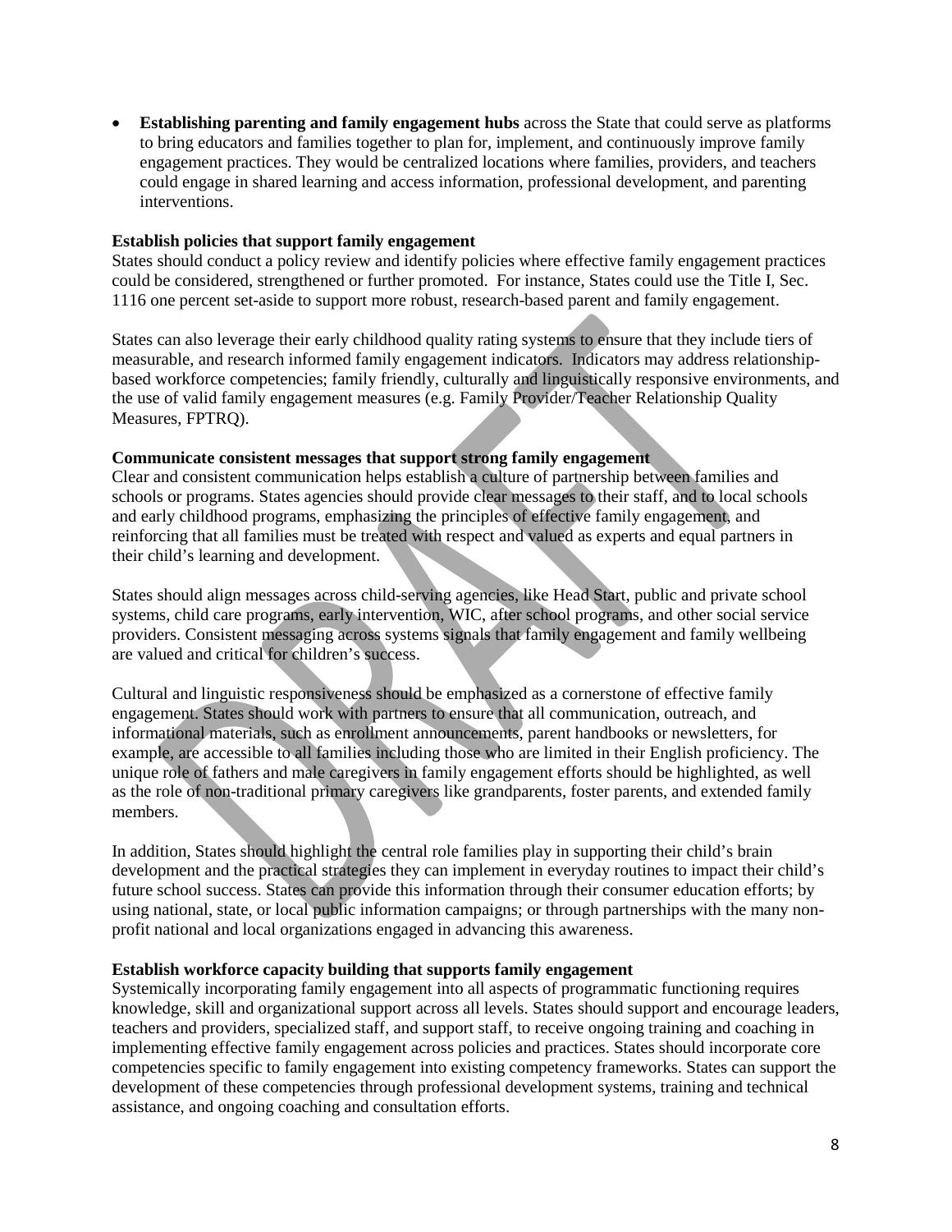- **Establishing parenting and family engagement hubs** across the State that could serve as platforms to bring educators and families together to plan for, implement, and continuously improve family engagement practices. They would be centralized locations where families, providers, and teachers could engage in shared learning and access information, professional development, and parenting interventions.

**Establish policies that support family engagement**

States should conduct a policy review and identify policies where effective family engagement practices could be considered, strengthened or further promoted. For instance, States could use the Title I, Sec. 1116 one percent set-aside to support more robust, research-based parent and family engagement.

States can also leverage their early childhood quality rating systems to ensure that they include tiers of measurable, and research informed family engagement indicators. Indicators may address relationship-based workforce competencies; family friendly, culturally and linguistically responsive environments, and the use of valid family engagement measures (e.g. Family Provider/Teacher Relationship Quality Measures, FPTRQ).

**Communicate consistent messages that support strong family engagement**

Clear and consistent communication helps establish a culture of partnership between families and schools or programs. States agencies should provide clear messages to their staff, and to local schools and early childhood programs, emphasizing the principles of effective family engagement, and reinforcing that all families must be treated with respect and valued as experts and equal partners in their child's learning and development.

States should align messages across child-serving agencies, like Head Start, public and private school systems, child care programs, early intervention, WIC, after school programs, and other social service providers. Consistent messaging across systems signals that family engagement and family wellbeing are valued and critical for children's success.

Cultural and linguistic responsiveness should be emphasized as a cornerstone of effective family engagement. States should work with partners to ensure that all communication, outreach, and informational materials, such as enrollment announcements, parent handbooks or newsletters, for example, are accessible to all families including those who are limited in their English proficiency. The unique role of fathers and male caregivers in family engagement efforts should be highlighted, as well as the role of non-traditional primary caregivers like grandparents, foster parents, and extended family members.

In addition, States should highlight the central role families play in supporting their child's brain development and the practical strategies they can implement in everyday routines to impact their child's future school success. States can provide this information through their consumer education efforts; by using national, state, or local public information campaigns; or through partnerships with the many non-profit national and local organizations engaged in advancing this awareness.

**Establish workforce capacity building that supports family engagement**

Systemically incorporating family engagement into all aspects of programmatic functioning requires knowledge, skill and organizational support across all levels. States should support and encourage leaders, teachers and providers, specialized staff, and support staff, to receive ongoing training and coaching in implementing effective family engagement across policies and practices. States should incorporate core competencies specific to family engagement into existing competency frameworks. States can support the development of these competencies through professional development systems, training and technical assistance, and ongoing coaching and consultation efforts.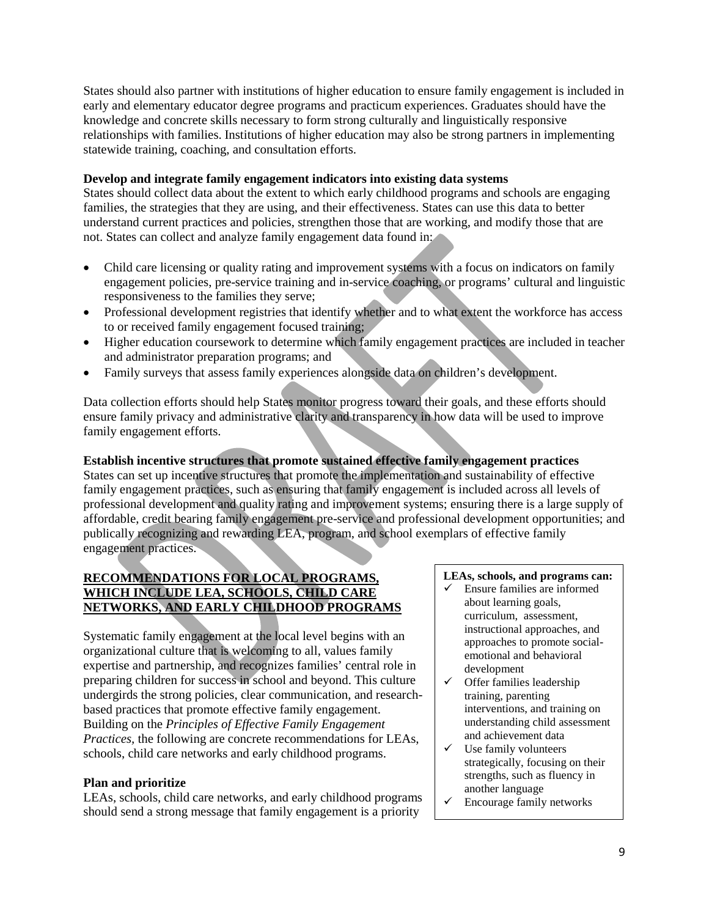States should also partner with institutions of higher education to ensure family engagement is included in early and elementary educator degree programs and practicum experiences. Graduates should have the knowledge and concrete skills necessary to form strong culturally and linguistically responsive relationships with families. Institutions of higher education may also be strong partners in implementing statewide training, coaching, and consultation efforts.

**Develop and integrate family engagement indicators into existing data systems**

States should collect data about the extent to which early childhood programs and schools are engaging families, the strategies that they are using, and their effectiveness. States can use this data to better understand current practices and policies, strengthen those that are working, and modify those that are not. States can collect and analyze family engagement data found in:

- Child care licensing or quality rating and improvement systems with a focus on indicators on family engagement policies, pre-service training and in-service coaching, or programs' cultural and linguistic responsiveness to the families they serve;
- Professional development registries that identify whether and to what extent the workforce has access to or received family engagement focused training;
- Higher education coursework to determine which family engagement practices are included in teacher and administrator preparation programs; and
- Family surveys that assess family experiences alongside data on children's development.

Data collection efforts should help States monitor progress toward their goals, and these efforts should ensure family privacy and administrative clarity and transparency in how data will be used to improve family engagement efforts.

**Establish incentive structures that promote sustained effective family engagement practices**

States can set up incentive structures that promote the implementation and sustainability of effective family engagement practices, such as ensuring that family engagement is included across all levels of professional development and quality rating and improvement systems; ensuring there is a large supply of affordable, credit bearing family engagement pre-service and professional development opportunities; and publically recognizing and rewarding LEA, program, and school exemplars of effective family engagement practices.

## RECOMMENDATIONS FOR LOCAL PROGRAMS, WHICH INCLUDE LEA, SCHOOLS, CHILD CARE NETWORKS, AND EARLY CHILDHOOD PROGRAMS

Systematic family engagement at the local level begins with an organizational culture that is welcoming to all, values family expertise and partnership, and recognizes families' central role in preparing children for success in school and beyond. This culture undergirds the strong policies, clear communication, and research-based practices that promote effective family engagement. Building on the *Principles of Effective Family Engagement Practices*, the following are concrete recommendations for LEAs, schools, child care networks and early childhood programs.

**LEAs, schools, and programs can:**

- ✓ Ensure families are informed about learning goals, curriculum, assessment, instructional approaches, and approaches to promote social-emotional and behavioral development
- ✓ Offer families leadership training, parenting interventions, and training on understanding child assessment and achievement data
- ✓ Use family volunteers strategically, focusing on their strengths, such as fluency in another language
- ✓ Encourage family networks

**Plan and prioritize**

LEAs, schools, child care networks, and early childhood programs should send a strong message that family engagement is a priority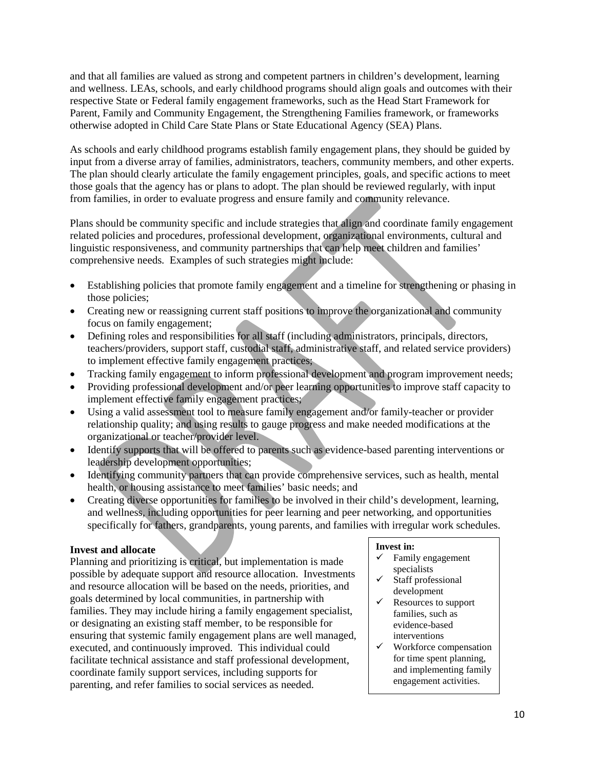and that all families are valued as strong and competent partners in children's development, learning and wellness. LEAs, schools, and early childhood programs should align goals and outcomes with their respective State or Federal family engagement frameworks, such as the Head Start Framework for Parent, Family and Community Engagement, the Strengthening Families framework, or frameworks otherwise adopted in Child Care State Plans or State Educational Agency (SEA) Plans.

As schools and early childhood programs establish family engagement plans, they should be guided by input from a diverse array of families, administrators, teachers, community members, and other experts. The plan should clearly articulate the family engagement principles, goals, and specific actions to meet those goals that the agency has or plans to adopt. The plan should be reviewed regularly, with input from families, in order to evaluate progress and ensure family and community relevance.

Plans should be community specific and include strategies that align and coordinate family engagement related policies and procedures, professional development, organizational environments, cultural and linguistic responsiveness, and community partnerships that can help meet children and families' comprehensive needs. Examples of such strategies might include:

- Establishing policies that promote family engagement and a timeline for strengthening or phasing in those policies;
- Creating new or reassigning current staff positions to improve the organizational and community focus on family engagement;
- Defining roles and responsibilities for all staff (including administrators, principals, directors, teachers/providers, support staff, custodial staff, administrative staff, and related service providers) to implement effective family engagement practices;
- Tracking family engagement to inform professional development and program improvement needs;
- Providing professional development and/or peer learning opportunities to improve staff capacity to implement effective family engagement practices;
- Using a valid assessment tool to measure family engagement and/or family-teacher or provider relationship quality; and using results to gauge progress and make needed modifications at the organizational or teacher/provider level.
- Identify supports that will be offered to parents such as evidence-based parenting interventions or leadership development opportunities;
- Identifying community partners that can provide comprehensive services, such as health, mental health, or housing assistance to meet families' basic needs; and
- Creating diverse opportunities for families to be involved in their child's development, learning, and wellness, including opportunities for peer learning and peer networking, and opportunities specifically for fathers, grandparents, young parents, and families with irregular work schedules.

**Invest and allocate**

Planning and prioritizing is critical, but implementation is made possible by adequate support and resource allocation. Investments and resource allocation will be based on the needs, priorities, and goals determined by local communities, in partnership with families. They may include hiring a family engagement specialist, or designating an existing staff member, to be responsible for ensuring that systemic family engagement plans are well managed, executed, and continuously improved. This individual could facilitate technical assistance and staff professional development, coordinate family support services, including supports for parenting, and refer families to social services as needed.

**Invest in:**

- ✓ Family engagement specialists
- ✓ Staff professional development
- ✓ Resources to support families, such as evidence-based interventions
- ✓ Workforce compensation for time spent planning, and implementing family engagement activities.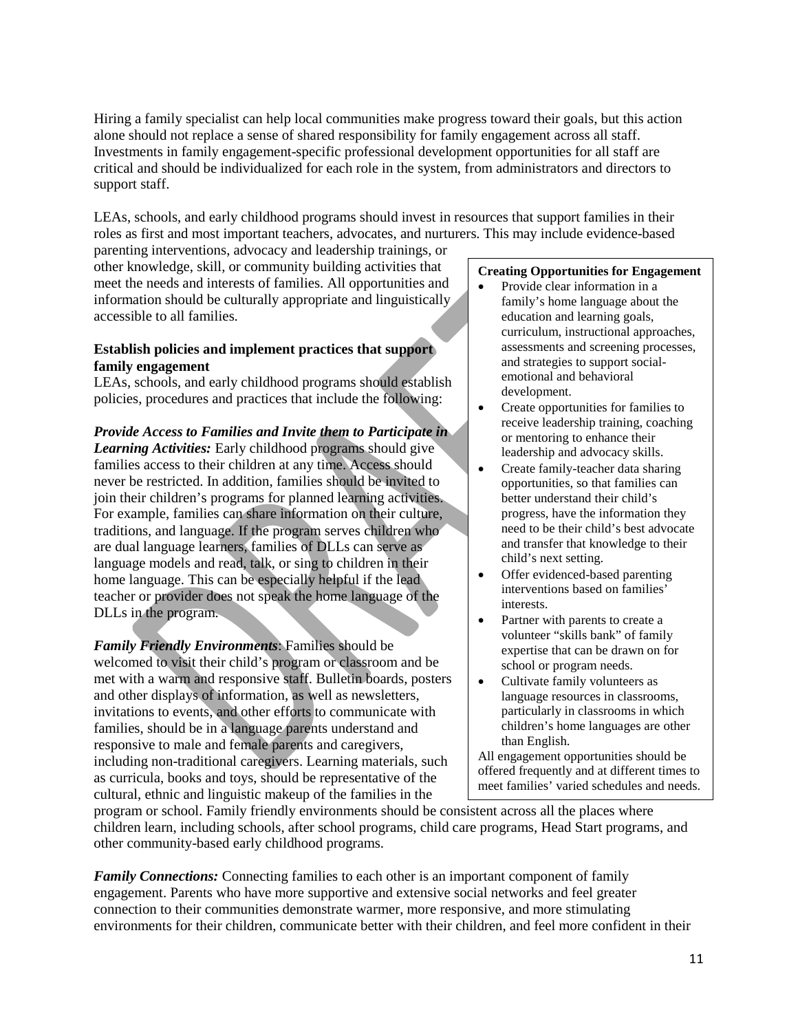Hiring a family specialist can help local communities make progress toward their goals, but this action alone should not replace a sense of shared responsibility for family engagement across all staff. Investments in family engagement-specific professional development opportunities for all staff are critical and should be individualized for each role in the system, from administrators and directors to support staff.

LEAs, schools, and early childhood programs should invest in resources that support families in their roles as first and most important teachers, advocates, and nurturers. This may include evidence-based parenting interventions, advocacy and leadership trainings, or other knowledge, skill, or community building activities that meet the needs and interests of families. All opportunities and information should be culturally appropriate and linguistically accessible to all families.

**Establish policies and implement practices that support family engagement**

LEAs, schools, and early childhood programs should establish policies, procedures and practices that include the following:

***Provide Access to Families and Invite them to Participate in Learning Activities:*** Early childhood programs should give families access to their children at any time. Access should never be restricted. In addition, families should be invited to join their children's programs for planned learning activities. For example, families can share information on their culture, traditions, and language. If the program serves children who are dual language learners, families of DLLs can serve as language models and read, talk, or sing to children in their home language. This can be especially helpful if the lead teacher or provider does not speak the home language of the DLLs in the program.

***Family Friendly Environments***: Families should be welcomed to visit their child's program or classroom and be met with a warm and responsive staff. Bulletin boards, posters and other displays of information, as well as newsletters, invitations to events, and other efforts to communicate with families, should be in a language parents understand and responsive to male and female parents and caregivers, including non-traditional caregivers. Learning materials, such as curricula, books and toys, should be representative of the cultural, ethnic and linguistic makeup of the families in the program or school. Family friendly environments should be consistent across all the places where children learn, including schools, after school programs, child care programs, Head Start programs, and other community-based early childhood programs.

**Creating Opportunities for Engagement**

- Provide clear information in a family's home language about the education and learning goals, curriculum, instructional approaches, assessments and screening processes, and strategies to support social-emotional and behavioral development.
- Create opportunities for families to receive leadership training, coaching or mentoring to enhance their leadership and advocacy skills.
- Create family-teacher data sharing opportunities, so that families can better understand their child's progress, have the information they need to be their child's best advocate and transfer that knowledge to their child's next setting.
- Offer evidenced-based parenting interventions based on families' interests.
- Partner with parents to create a volunteer "skills bank" of family expertise that can be drawn on for school or program needs.
- Cultivate family volunteers as language resources in classrooms, particularly in classrooms in which children's home languages are other than English.

All engagement opportunities should be offered frequently and at different times to meet families' varied schedules and needs.

***Family Connections:*** Connecting families to each other is an important component of family engagement. Parents who have more supportive and extensive social networks and feel greater connection to their communities demonstrate warmer, more responsive, and more stimulating environments for their children, communicate better with their children, and feel more confident in their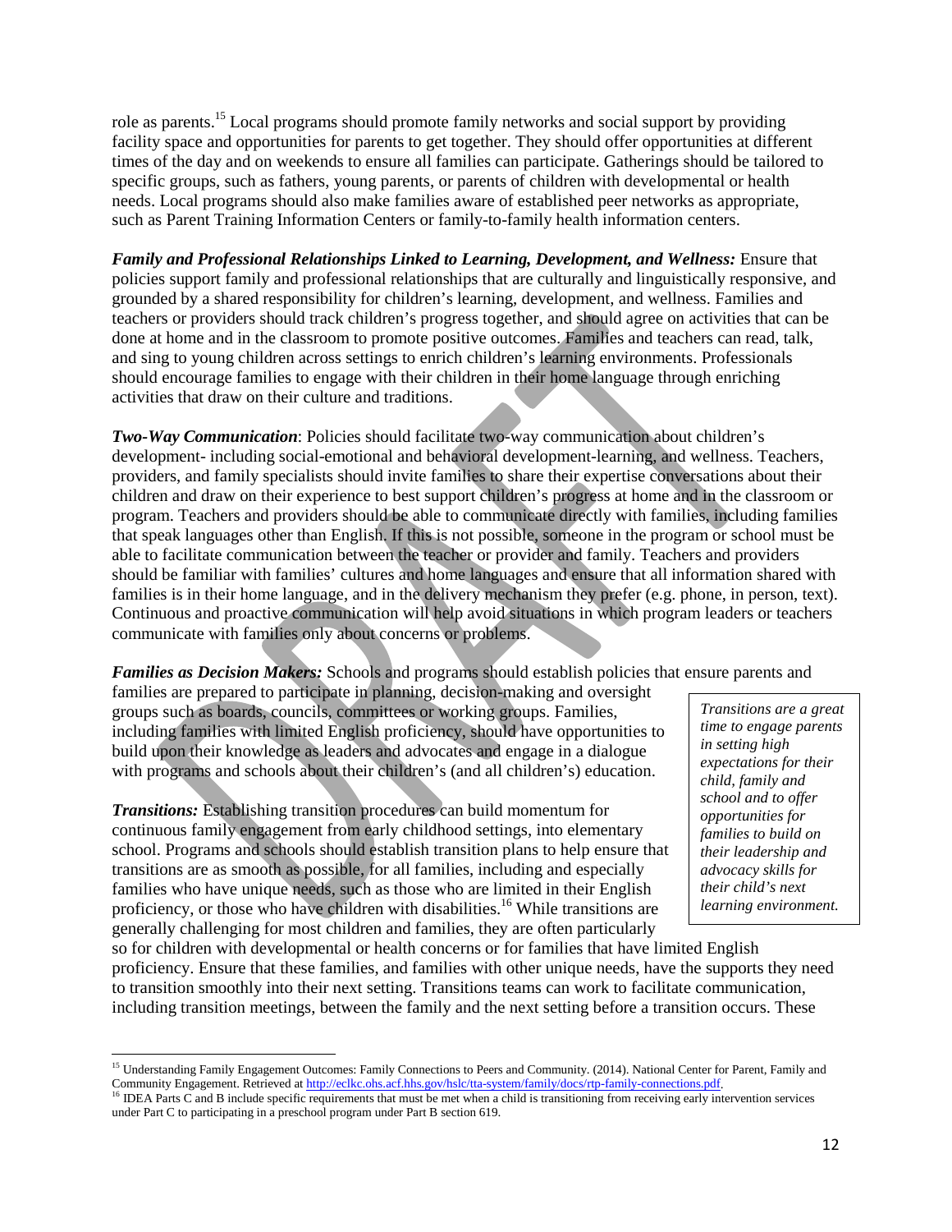role as parents.[15] Local programs should promote family networks and social support by providing facility space and opportunities for parents to get together. They should offer opportunities at different times of the day and on weekends to ensure all families can participate. Gatherings should be tailored to specific groups, such as fathers, young parents, or parents of children with developmental or health needs. Local programs should also make families aware of established peer networks as appropriate, such as Parent Training Information Centers or family-to-family health information centers.

***Family and Professional Relationships Linked to Learning, Development, and Wellness:*** Ensure that policies support family and professional relationships that are culturally and linguistically responsive, and grounded by a shared responsibility for children's learning, development, and wellness. Families and teachers or providers should track children's progress together, and should agree on activities that can be done at home and in the classroom to promote positive outcomes. Families and teachers can read, talk, and sing to young children across settings to enrich children's learning environments. Professionals should encourage families to engage with their children in their home language through enriching activities that draw on their culture and traditions.

***Two-Way Communication***: Policies should facilitate two-way communication about children's development- including social-emotional and behavioral development-learning, and wellness. Teachers, providers, and family specialists should invite families to share their expertise conversations about their children and draw on their experience to best support children's progress at home and in the classroom or program. Teachers and providers should be able to communicate directly with families, including families that speak languages other than English. If this is not possible, someone in the program or school must be able to facilitate communication between the teacher or provider and family. Teachers and providers should be familiar with families' cultures and home languages and ensure that all information shared with families is in their home language, and in the delivery mechanism they prefer (e.g. phone, in person, text). Continuous and proactive communication will help avoid situations in which program leaders or teachers communicate with families only about concerns or problems.

***Families as Decision Makers:*** Schools and programs should establish policies that ensure parents and families are prepared to participate in planning, decision-making and oversight groups such as boards, councils, committees or working groups. Families, including families with limited English proficiency, should have opportunities to build upon their knowledge as leaders and advocates and engage in a dialogue with programs and schools about their children's (and all children's) education.

*Transitions are a great time to engage parents in setting high expectations for their child, family and school and to offer opportunities for families to build on their leadership and advocacy skills for their child's next learning environment.*

***Transitions:*** Establishing transition procedures can build momentum for continuous family engagement from early childhood settings, into elementary school. Programs and schools should establish transition plans to help ensure that transitions are as smooth as possible, for all families, including and especially families who have unique needs, such as those who are limited in their English proficiency, or those who have children with disabilities.[16] While transitions are generally challenging for most children and families, they are often particularly so for children with developmental or health concerns or for families that have limited English proficiency. Ensure that these families, and families with other unique needs, have the supports they need to transition smoothly into their next setting. Transitions teams can work to facilitate communication, including transition meetings, between the family and the next setting before a transition occurs. These

---

[15] Understanding Family Engagement Outcomes: Family Connections to Peers and Community. (2014). National Center for Parent, Family and Community Engagement. Retrieved at http://eclkc.ohs.acf.hhs.gov/hslc/tta-system/family/docs/rtp-family-connections.pdf.

[16] IDEA Parts C and B include specific requirements that must be met when a child is transitioning from receiving early intervention services under Part C to participating in a preschool program under Part B section 619.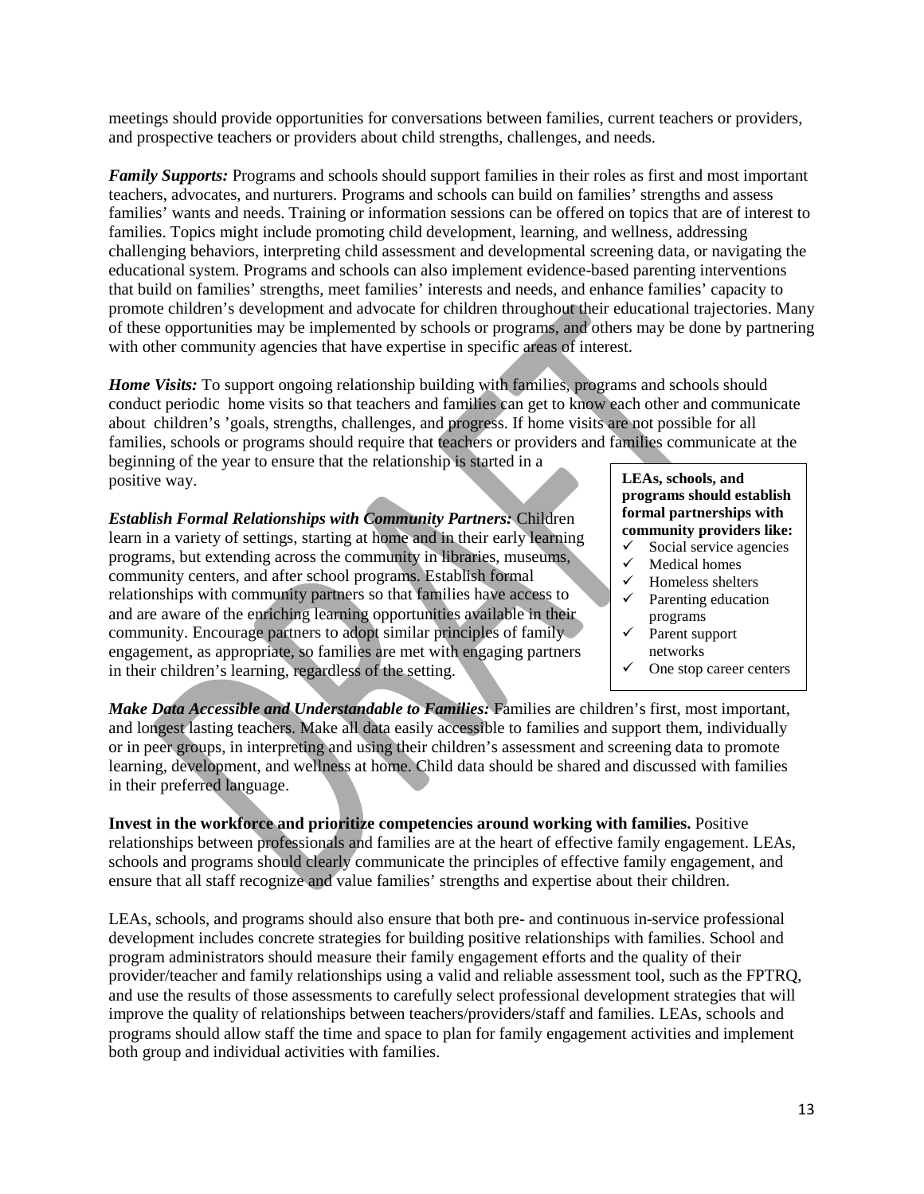meetings should provide opportunities for conversations between families, current teachers or providers, and prospective teachers or providers about child strengths, challenges, and needs.

***Family Supports:*** Programs and schools should support families in their roles as first and most important teachers, advocates, and nurturers. Programs and schools can build on families' strengths and assess families' wants and needs. Training or information sessions can be offered on topics that are of interest to families. Topics might include promoting child development, learning, and wellness, addressing challenging behaviors, interpreting child assessment and developmental screening data, or navigating the educational system. Programs and schools can also implement evidence-based parenting interventions that build on families' strengths, meet families' interests and needs, and enhance families' capacity to promote children's development and advocate for children throughout their educational trajectories. Many of these opportunities may be implemented by schools or programs, and others may be done by partnering with other community agencies that have expertise in specific areas of interest.

***Home Visits:*** To support ongoing relationship building with families, programs and schools should conduct periodic home visits so that teachers and families can get to know each other and communicate about children's 'goals, strengths, challenges, and progress. If home visits are not possible for all families, schools or programs should require that teachers or providers and families communicate at the beginning of the year to ensure that the relationship is started in a positive way.

***Establish Formal Relationships with Community Partners:*** Children learn in a variety of settings, starting at home and in their early learning programs, but extending across the community in libraries, museums, community centers, and after school programs. Establish formal relationships with community partners so that families have access to and are aware of the enriching learning opportunities available in their community. Encourage partners to adopt similar principles of family engagement, as appropriate, so families are met with engaging partners in their children's learning, regardless of the setting.

**LEAs, schools, and programs should establish formal partnerships with community providers like:**

- ✓ Social service agencies
- ✓ Medical homes
- ✓ Homeless shelters
- ✓ Parenting education programs
- ✓ Parent support networks
- ✓ One stop career centers

***Make Data Accessible and Understandable to Families:*** Families are children's first, most important, and longest lasting teachers. Make all data easily accessible to families and support them, individually or in peer groups, in interpreting and using their children's assessment and screening data to promote learning, development, and wellness at home. Child data should be shared and discussed with families in their preferred language.

**Invest in the workforce and prioritize competencies around working with families.** Positive relationships between professionals and families are at the heart of effective family engagement. LEAs, schools and programs should clearly communicate the principles of effective family engagement, and ensure that all staff recognize and value families' strengths and expertise about their children.

LEAs, schools, and programs should also ensure that both pre- and continuous in-service professional development includes concrete strategies for building positive relationships with families. School and program administrators should measure their family engagement efforts and the quality of their provider/teacher and family relationships using a valid and reliable assessment tool, such as the FPTRQ, and use the results of those assessments to carefully select professional development strategies that will improve the quality of relationships between teachers/providers/staff and families. LEAs, schools and programs should allow staff the time and space to plan for family engagement activities and implement both group and individual activities with families.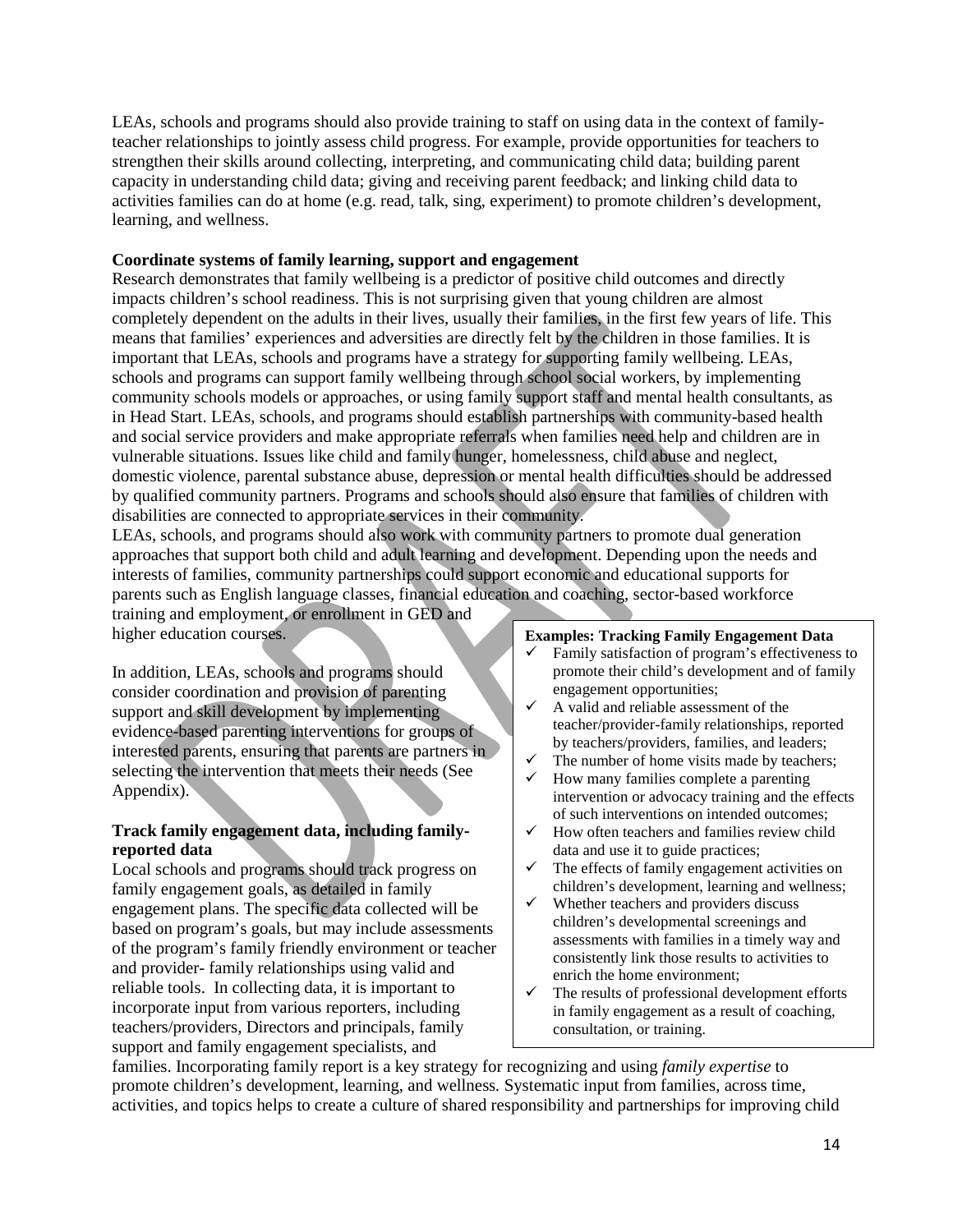LEAs, schools and programs should also provide training to staff on using data in the context of family-teacher relationships to jointly assess child progress. For example, provide opportunities for teachers to strengthen their skills around collecting, interpreting, and communicating child data; building parent capacity in understanding child data; giving and receiving parent feedback; and linking child data to activities families can do at home (e.g. read, talk, sing, experiment) to promote children's development, learning, and wellness.

**Coordinate systems of family learning, support and engagement**

Research demonstrates that family wellbeing is a predictor of positive child outcomes and directly impacts children's school readiness. This is not surprising given that young children are almost completely dependent on the adults in their lives, usually their families, in the first few years of life. This means that families' experiences and adversities are directly felt by the children in those families. It is important that LEAs, schools and programs have a strategy for supporting family wellbeing. LEAs, schools and programs can support family wellbeing through school social workers, by implementing community schools models or approaches, or using family support staff and mental health consultants, as in Head Start. LEAs, schools, and programs should establish partnerships with community-based health and social service providers and make appropriate referrals when families need help and children are in vulnerable situations. Issues like child and family hunger, homelessness, child abuse and neglect, domestic violence, parental substance abuse, depression or mental health difficulties should be addressed by qualified community partners. Programs and schools should also ensure that families of children with disabilities are connected to appropriate services in their community.

LEAs, schools, and programs should also work with community partners to promote dual generation approaches that support both child and adult learning and development. Depending upon the needs and interests of families, community partnerships could support economic and educational supports for parents such as English language classes, financial education and coaching, sector-based workforce training and employment, or enrollment in GED and higher education courses.

In addition, LEAs, schools and programs should consider coordination and provision of parenting support and skill development by implementing evidence-based parenting interventions for groups of interested parents, ensuring that parents are partners in selecting the intervention that meets their needs (See Appendix).

**Track family engagement data, including family-reported data**

Local schools and programs should track progress on family engagement goals, as detailed in family engagement plans. The specific data collected will be based on program's goals, but may include assessments of the program's family friendly environment or teacher and provider- family relationships using valid and reliable tools. In collecting data, it is important to incorporate input from various reporters, including teachers/providers, Directors and principals, family support and family engagement specialists, and families. Incorporating family report is a key strategy for recognizing and using *family expertise* to promote children's development, learning, and wellness. Systematic input from families, across time, activities, and topics helps to create a culture of shared responsibility and partnerships for improving child

**Examples: Tracking Family Engagement Data**

- ✓ Family satisfaction of program's effectiveness to promote their child's development and of family engagement opportunities;
- ✓ A valid and reliable assessment of the teacher/provider-family relationships, reported by teachers/providers, families, and leaders;
- ✓ The number of home visits made by teachers;
- ✓ How many families complete a parenting intervention or advocacy training and the effects of such interventions on intended outcomes;
- ✓ How often teachers and families review child data and use it to guide practices;
- ✓ The effects of family engagement activities on children's development, learning and wellness;
- ✓ Whether teachers and providers discuss children's developmental screenings and assessments with families in a timely way and consistently link those results to activities to enrich the home environment;
- ✓ The results of professional development efforts in family engagement as a result of coaching, consultation, or training.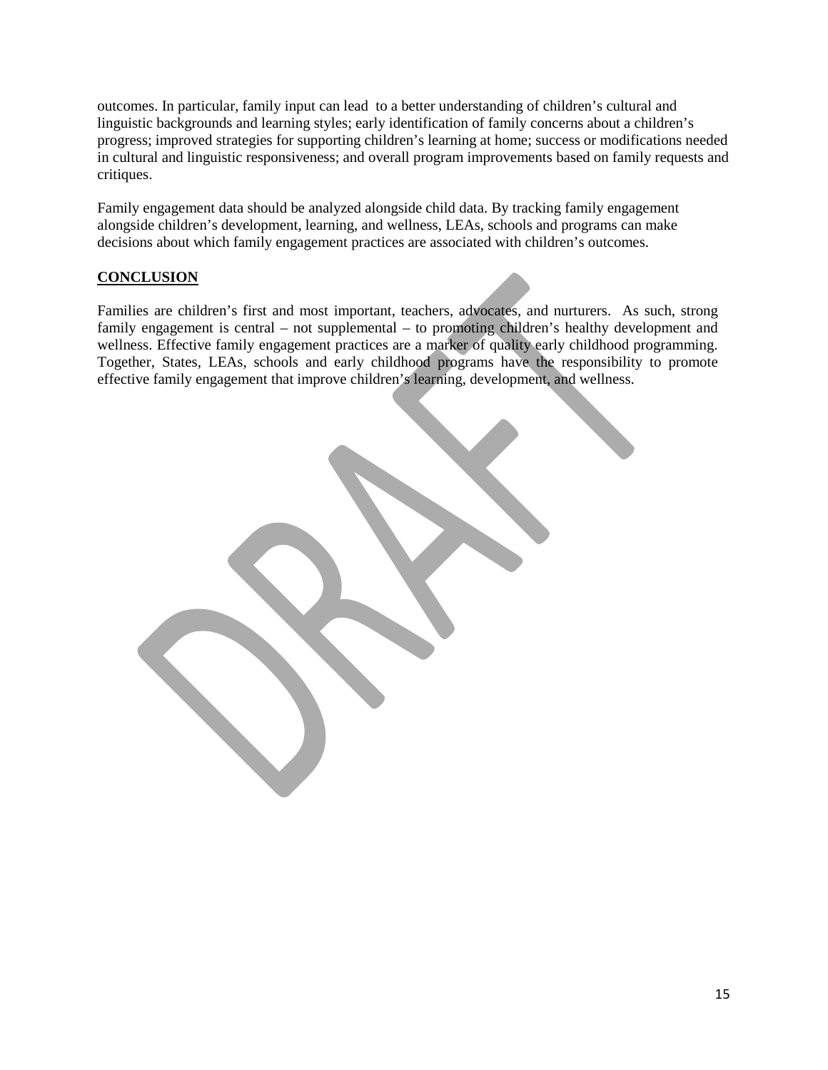outcomes. In particular, family input can lead to a better understanding of children's cultural and linguistic backgrounds and learning styles; early identification of family concerns about a children's progress; improved strategies for supporting children's learning at home; success or modifications needed in cultural and linguistic responsiveness; and overall program improvements based on family requests and critiques.

Family engagement data should be analyzed alongside child data. By tracking family engagement alongside children's development, learning, and wellness, LEAs, schools and programs can make decisions about which family engagement practices are associated with children's outcomes.

## CONCLUSION

Families are children's first and most important, teachers, advocates, and nurturers. As such, strong family engagement is central – not supplemental – to promoting children's healthy development and wellness. Effective family engagement practices are a marker of quality early childhood programming. Together, States, LEAs, schools and early childhood programs have the responsibility to promote effective family engagement that improve children's learning, development, and wellness.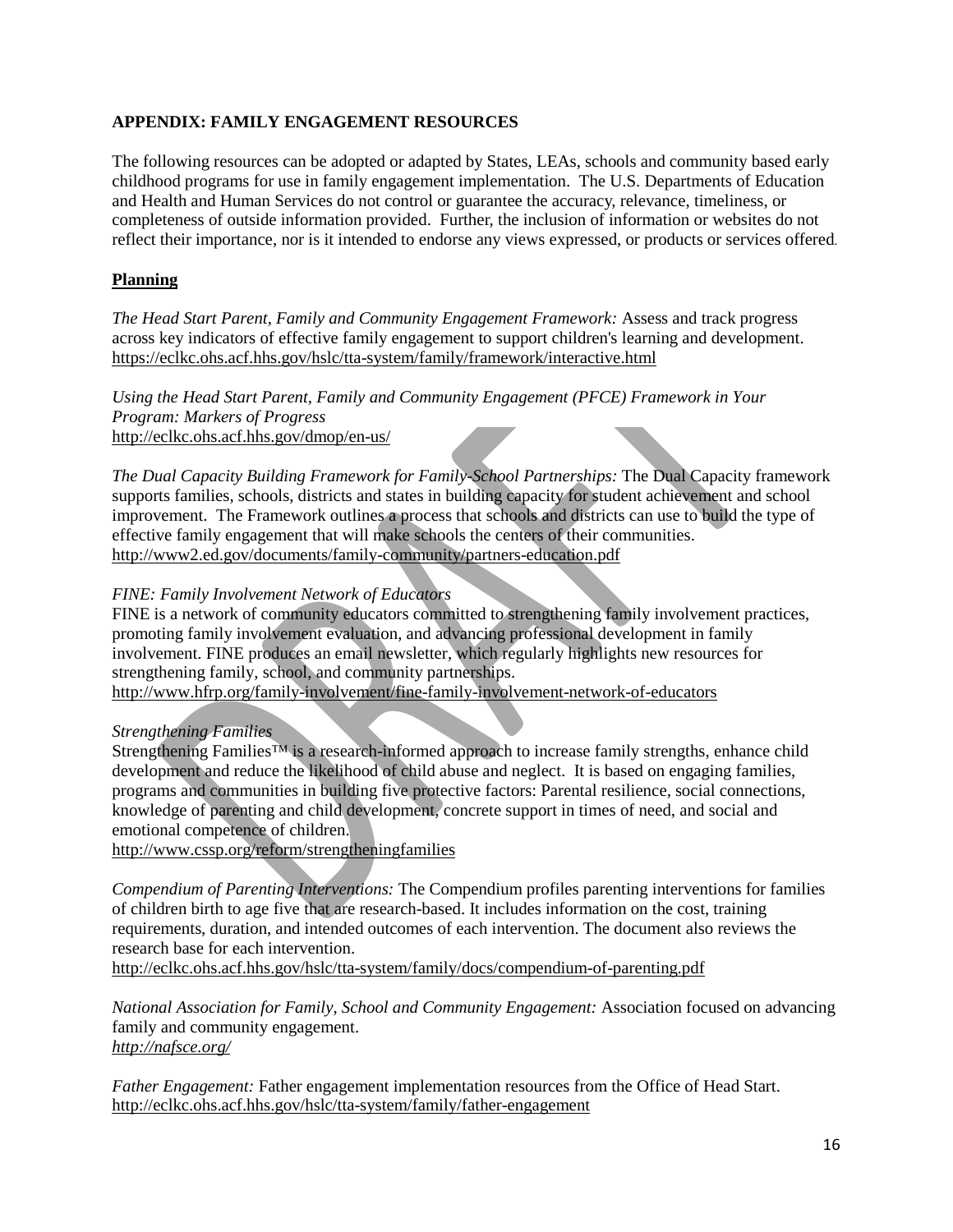## APPENDIX: FAMILY ENGAGEMENT RESOURCES

The following resources can be adopted or adapted by States, LEAs, schools and community based early childhood programs for use in family engagement implementation. The U.S. Departments of Education and Health and Human Services do not control or guarantee the accuracy, relevance, timeliness, or completeness of outside information provided. Further, the inclusion of information or websites do not reflect their importance, nor is it intended to endorse any views expressed, or products or services offered.

### Planning

*The Head Start Parent, Family and Community Engagement Framework:* Assess and track progress across key indicators of effective family engagement to support children's learning and development.
https://eclkc.ohs.acf.hhs.gov/hslc/tta-system/family/framework/interactive.html

*Using the Head Start Parent, Family and Community Engagement (PFCE) Framework in Your Program: Markers of Progress*
http://eclkc.ohs.acf.hhs.gov/dmop/en-us/

*The Dual Capacity Building Framework for Family-School Partnerships:* The Dual Capacity framework supports families, schools, districts and states in building capacity for student achievement and school improvement. The Framework outlines a process that schools and districts can use to build the type of effective family engagement that will make schools the centers of their communities.
http://www2.ed.gov/documents/family-community/partners-education.pdf

*FINE: Family Involvement Network of Educators*
FINE is a network of community educators committed to strengthening family involvement practices, promoting family involvement evaluation, and advancing professional development in family involvement. FINE produces an email newsletter, which regularly highlights new resources for strengthening family, school, and community partnerships.
http://www.hfrp.org/family-involvement/fine-family-involvement-network-of-educators

*Strengthening Families*
Strengthening Families™ is a research-informed approach to increase family strengths, enhance child development and reduce the likelihood of child abuse and neglect. It is based on engaging families, programs and communities in building five protective factors: Parental resilience, social connections, knowledge of parenting and child development, concrete support in times of need, and social and emotional competence of children.
http://www.cssp.org/reform/strengtheningfamilies

*Compendium of Parenting Interventions:* The Compendium profiles parenting interventions for families of children birth to age five that are research-based. It includes information on the cost, training requirements, duration, and intended outcomes of each intervention. The document also reviews the research base for each intervention.
http://eclkc.ohs.acf.hhs.gov/hslc/tta-system/family/docs/compendium-of-parenting.pdf

*National Association for Family, School and Community Engagement:* Association focused on advancing family and community engagement.
*http://nafsce.org/*

*Father Engagement:* Father engagement implementation resources from the Office of Head Start.
http://eclkc.ohs.acf.hhs.gov/hslc/tta-system/family/father-engagement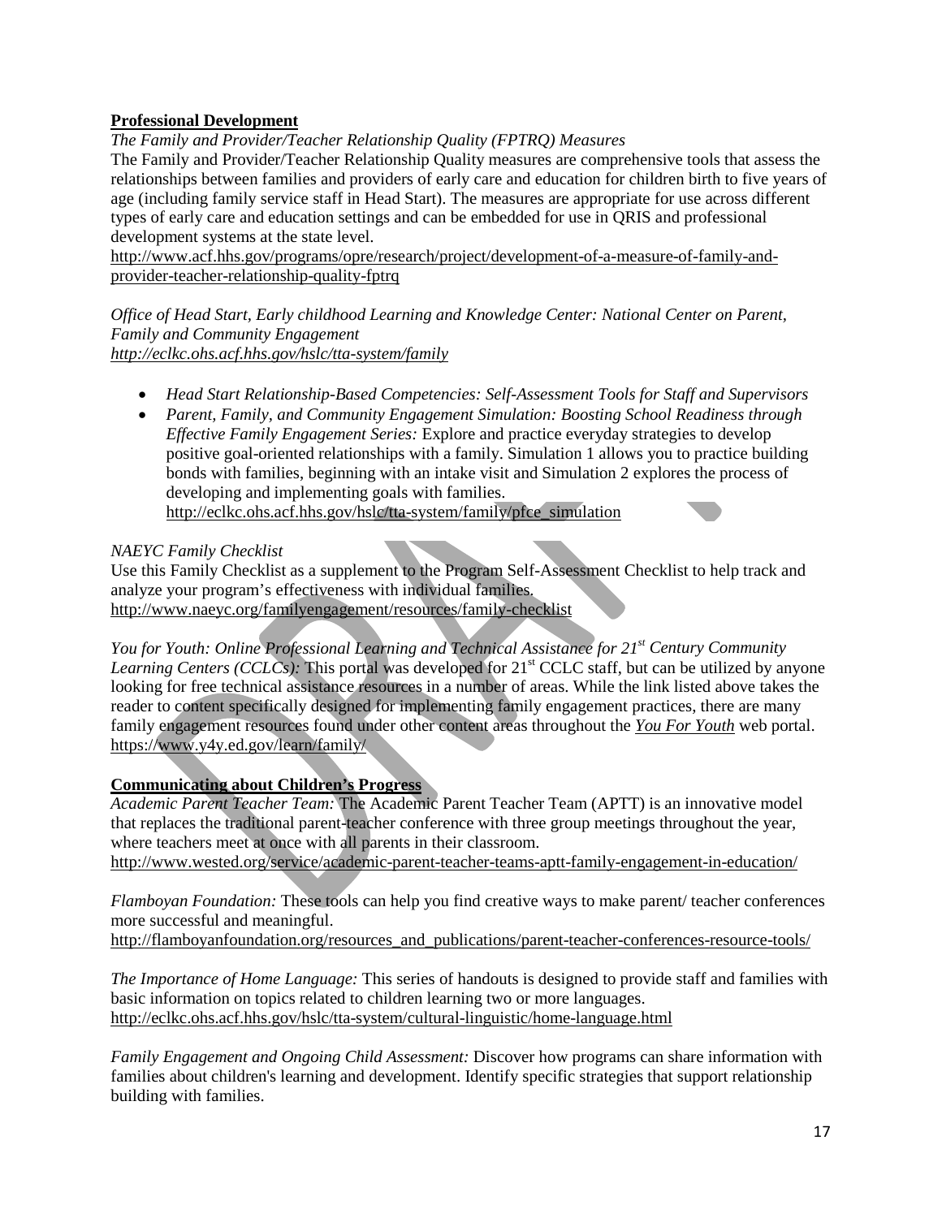**Professional Development**

*The Family and Provider/Teacher Relationship Quality (FPTRQ) Measures*

The Family and Provider/Teacher Relationship Quality measures are comprehensive tools that assess the relationships between families and providers of early care and education for children birth to five years of age (including family service staff in Head Start). The measures are appropriate for use across different types of early care and education settings and can be embedded for use in QRIS and professional development systems at the state level.

http://www.acf.hhs.gov/programs/opre/research/project/development-of-a-measure-of-family-and-provider-teacher-relationship-quality-fptrq

*Office of Head Start, Early childhood Learning and Knowledge Center: National Center on Parent, Family and Community Engagement*

*http://eclkc.ohs.acf.hhs.gov/hslc/tta-system/family*

- *Head Start Relationship-Based Competencies: Self-Assessment Tools for Staff and Supervisors*
- *Parent, Family, and Community Engagement Simulation: Boosting School Readiness through Effective Family Engagement Series:* Explore and practice everyday strategies to develop positive goal-oriented relationships with a family. Simulation 1 allows you to practice building bonds with families, beginning with an intake visit and Simulation 2 explores the process of developing and implementing goals with families.
  http://eclkc.ohs.acf.hhs.gov/hslc/tta-system/family/pfce_simulation

*NAEYC Family Checklist*

Use this Family Checklist as a supplement to the Program Self-Assessment Checklist to help track and analyze your program's effectiveness with individual families.

http://www.naeyc.org/familyengagement/resources/family-checklist

*You for Youth: Online Professional Learning and Technical Assistance for 21st Century Community Learning Centers (CCLCs):* This portal was developed for 21st CCLC staff, but can be utilized by anyone looking for free technical assistance resources in a number of areas. While the link listed above takes the reader to content specifically designed for implementing family engagement practices, there are many family engagement resources found under other content areas throughout the *You For Youth* web portal.

https://www.y4y.ed.gov/learn/family/

**Communicating about Children's Progress**

*Academic Parent Teacher Team:* The Academic Parent Teacher Team (APTT) is an innovative model that replaces the traditional parent-teacher conference with three group meetings throughout the year, where teachers meet at once with all parents in their classroom.

http://www.wested.org/service/academic-parent-teacher-teams-aptt-family-engagement-in-education/

*Flamboyan Foundation:* These tools can help you find creative ways to make parent/ teacher conferences more successful and meaningful.

http://flamboyanfoundation.org/resources_and_publications/parent-teacher-conferences-resource-tools/

*The Importance of Home Language:* This series of handouts is designed to provide staff and families with basic information on topics related to children learning two or more languages.

http://eclkc.ohs.acf.hhs.gov/hslc/tta-system/cultural-linguistic/home-language.html

*Family Engagement and Ongoing Child Assessment:* Discover how programs can share information with families about children's learning and development. Identify specific strategies that support relationship building with families.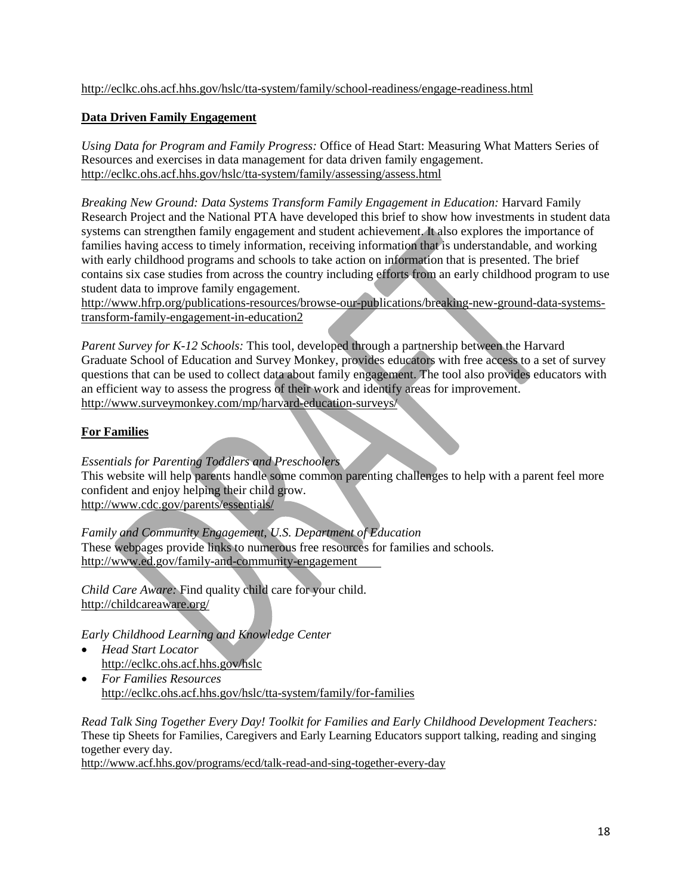http://eclkc.ohs.acf.hhs.gov/hslc/tta-system/family/school-readiness/engage-readiness.html

**Data Driven Family Engagement**

*Using Data for Program and Family Progress:* Office of Head Start: Measuring What Matters Series of Resources and exercises in data management for data driven family engagement.
http://eclkc.ohs.acf.hhs.gov/hslc/tta-system/family/assessing/assess.html

*Breaking New Ground: Data Systems Transform Family Engagement in Education:* Harvard Family Research Project and the National PTA have developed this brief to show how investments in student data systems can strengthen family engagement and student achievement. It also explores the importance of families having access to timely information, receiving information that is understandable, and working with early childhood programs and schools to take action on information that is presented. The brief contains six case studies from across the country including efforts from an early childhood program to use student data to improve family engagement.
http://www.hfrp.org/publications-resources/browse-our-publications/breaking-new-ground-data-systems-transform-family-engagement-in-education2

*Parent Survey for K-12 Schools:* This tool, developed through a partnership between the Harvard Graduate School of Education and Survey Monkey, provides educators with free access to a set of survey questions that can be used to collect data about family engagement. The tool also provides educators with an efficient way to assess the progress of their work and identify areas for improvement.
http://www.surveymonkey.com/mp/harvard-education-surveys/

**For Families**

*Essentials for Parenting Toddlers and Preschoolers*
This website will help parents handle some common parenting challenges to help with a parent feel more confident and enjoy helping their child grow.
http://www.cdc.gov/parents/essentials/

*Family and Community Engagement, U.S. Department of Education*
These webpages provide links to numerous free resources for families and schools.
http://www.ed.gov/family-and-community-engagement

*Child Care Aware:* Find quality child care for your child.
http://childcareaware.org/

*Early Childhood Learning and Knowledge Center*

- *Head Start Locator*
  http://eclkc.ohs.acf.hhs.gov/hslc
- *For Families Resources*
  http://eclkc.ohs.acf.hhs.gov/hslc/tta-system/family/for-families

*Read Talk Sing Together Every Day! Toolkit for Families and Early Childhood Development Teachers:* These tip Sheets for Families, Caregivers and Early Learning Educators support talking, reading and singing together every day.
http://www.acf.hhs.gov/programs/ecd/talk-read-and-sing-together-every-day